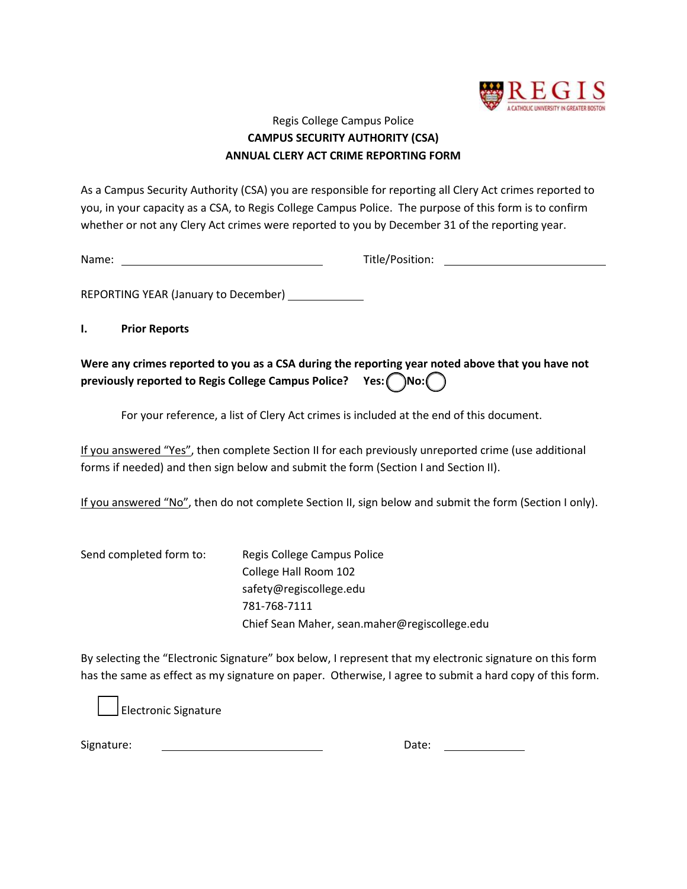Regis College Campus Police

**CAMPUS SECURITY AUTHORITY (CSA)**

**ANNUAL CLERY ACT CRIME REPORTING FORM**

As a Campus Security Authority (CSA) you are responsible for reporting all Clery Act crimes reported to you, in your capacity as a CSA, to Regis College Campus Police. The purpose of this form is to confirm whether or not any Clery Act crimes were reported to you by December 31 of the reporting year.

Name: ______________________________ Title/Position: ________________________

REPORTING YEAR (January to December) __________

**I. Prior Reports**

**Were any crimes reported to you as a CSA during the reporting year noted above that you have not previously reported to Regis College Campus Police? Yes: ◯ No: ◯**

For your reference, a list of Clery Act crimes is included at the end of this document.

<u>If you answered "Yes"</u>, then complete Section II for each previously unreported crime (use additional forms if needed) and then sign below and submit the form (Section I and Section II).

<u>If you answered "No"</u>, then do not complete Section II, sign below and submit the form (Section I only).

Send completed form to:

Regis College Campus Police
College Hall Room 102
safety@regiscollege.edu
781-768-7111
Chief Sean Maher, sean.maher@regiscollege.edu

By selecting the "Electronic Signature" box below, I represent that my electronic signature on this form has the same as effect as my signature on paper. Otherwise, I agree to submit a hard copy of this form.

☐ Electronic Signature

Signature: ________________________ Date: ____________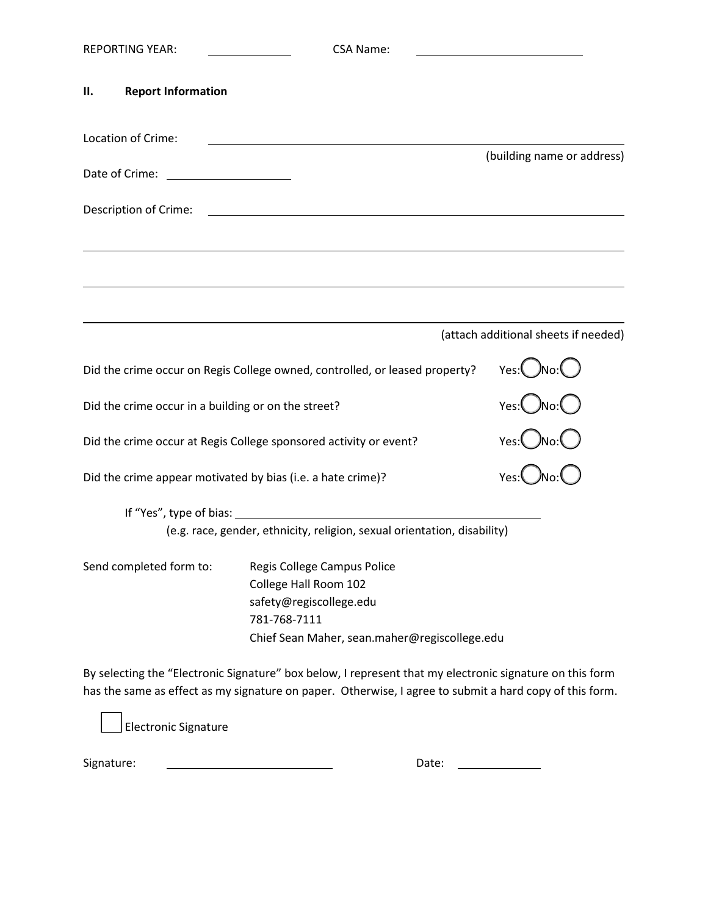REPORTING YEAR: ____________ CSA Name: ________________________

## II. Report Information

Location of Crime: ______________________________________________________________

(building name or address)

Date of Crime: __________________

Description of Crime: ______________________________________________________________

______________________________________________________________

______________________________________________________________

______________________________________________________________

(attach additional sheets if needed)

Did the crime occur on Regis College owned, controlled, or leased property? Yes: ◯ No: ◯

Did the crime occur in a building or on the street? Yes: ◯ No: ◯

Did the crime occur at Regis College sponsored activity or event? Yes: ◯ No: ◯

Did the crime appear motivated by bias (i.e. a hate crime)? Yes: ◯ No: ◯

If "Yes", type of bias: ____________________________________________

(e.g. race, gender, ethnicity, religion, sexual orientation, disability)

Send completed form to:

Regis College Campus Police
College Hall Room 102
safety@regiscollege.edu
781-768-7111
Chief Sean Maher, sean.maher@regiscollege.edu

By selecting the "Electronic Signature" box below, I represent that my electronic signature on this form has the same as effect as my signature on paper. Otherwise, I agree to submit a hard copy of this form.

☐ Electronic Signature

Signature: ________________________ Date: ____________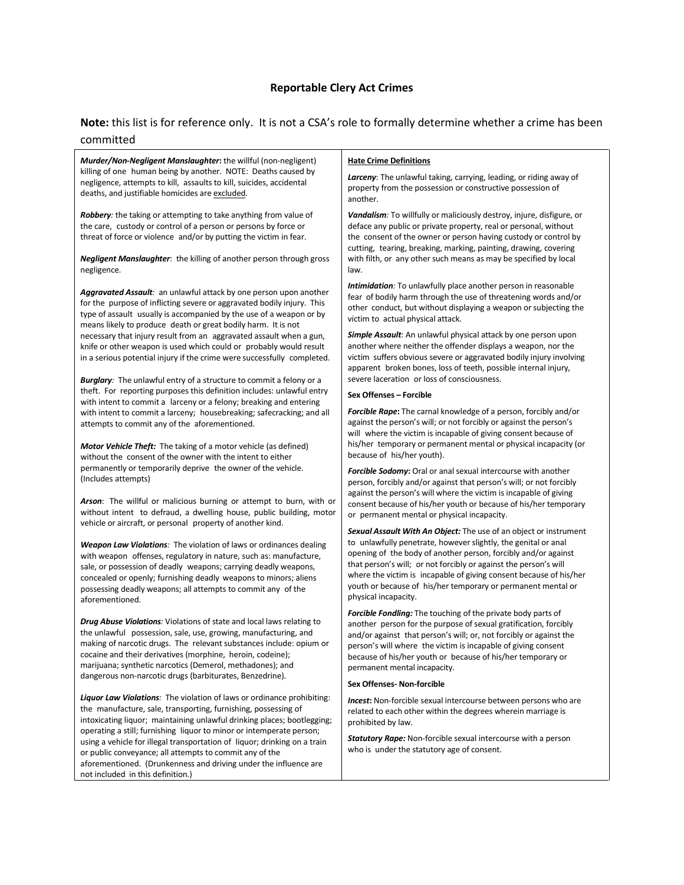## Reportable Clery Act Crimes

**Note:** this list is for reference only. It is not a CSA's role to formally determine whether a crime has been committed

***Murder/Non-Negligent Manslaughter*:** the willful (non-negligent) killing of one human being by another. NOTE: Deaths caused by negligence, attempts to kill, assaults to kill, suicides, accidental deaths, and justifiable homicides are excluded.

***Robbery*:** the taking or attempting to take anything from value of the care, custody or control of a person or persons by force or threat of force or violence and/or by putting the victim in fear.

***Negligent Manslaughter*:** the killing of another person through gross negligence.

***Aggravated Assault*:** an unlawful attack by one person upon another for the purpose of inflicting severe or aggravated bodily injury. This type of assault usually is accompanied by the use of a weapon or by means likely to produce death or great bodily harm. It is not necessary that injury result from an aggravated assault when a gun, knife or other weapon is used which could or probably would result in a serious potential injury if the crime were successfully completed.

***Burglary*:** The unlawful entry of a structure to commit a felony or a theft. For reporting purposes this definition includes: unlawful entry with intent to commit a larceny or a felony; breaking and entering with intent to commit a larceny; housebreaking; safecracking; and all attempts to commit any of the aforementioned.

***Motor Vehicle Theft:*** The taking of a motor vehicle (as defined) without the consent of the owner with the intent to either permanently or temporarily deprive the owner of the vehicle. (Includes attempts)

***Arson*:** The willful or malicious burning or attempt to burn, with or without intent to defraud, a dwelling house, public building, motor vehicle or aircraft, or personal property of another kind.

***Weapon Law Violations*:** The violation of laws or ordinances dealing with weapon offenses, regulatory in nature, such as: manufacture, sale, or possession of deadly weapons; carrying deadly weapons, concealed or openly; furnishing deadly weapons to minors; aliens possessing deadly weapons; all attempts to commit any of the aforementioned.

***Drug Abuse Violations*:** Violations of state and local laws relating to the unlawful possession, sale, use, growing, manufacturing, and making of narcotic drugs. The relevant substances include: opium or cocaine and their derivatives (morphine, heroin, codeine); marijuana; synthetic narcotics (Demerol, methadones); and dangerous non-narcotic drugs (barbiturates, Benzedrine).

***Liquor Law Violations*:** The violation of laws or ordinance prohibiting: the manufacture, sale, transporting, furnishing, possessing of intoxicating liquor; maintaining unlawful drinking places; bootlegging; operating a still; furnishing liquor to minor or intemperate person; using a vehicle for illegal transportation of liquor; drinking on a train or public conveyance; all attempts to commit any of the aforementioned. (Drunkenness and driving under the influence are not included in this definition.)

**Hate Crime Definitions**

***Larceny*:** The unlawful taking, carrying, leading, or riding away of property from the possession or constructive possession of another.

***Vandalism*:** To willfully or maliciously destroy, injure, disfigure, or deface any public or private property, real or personal, without the consent of the owner or person having custody or control by cutting, tearing, breaking, marking, painting, drawing, covering with filth, or any other such means as may be specified by local law.

***Intimidation*:** To unlawfully place another person in reasonable fear of bodily harm through the use of threatening words and/or other conduct, but without displaying a weapon or subjecting the victim to actual physical attack.

***Simple Assault*:** An unlawful physical attack by one person upon another where neither the offender displays a weapon, nor the victim suffers obvious severe or aggravated bodily injury involving apparent broken bones, loss of teeth, possible internal injury, severe laceration or loss of consciousness.

**Sex Offenses – Forcible**

***Forcible Rape*:** The carnal knowledge of a person, forcibly and/or against the person's will; or not forcibly or against the person's will where the victim is incapable of giving consent because of his/her temporary or permanent mental or physical incapacity (or because of his/her youth).

***Forcible Sodomy*:** Oral or anal sexual intercourse with another person, forcibly and/or against that person's will; or not forcibly against the person's will where the victim is incapable of giving consent because of his/her youth or because of his/her temporary or permanent mental or physical incapacity.

***Sexual Assault With An Object:*** The use of an object or instrument to unlawfully penetrate, however slightly, the genital or anal opening of the body of another person, forcibly and/or against that person's will; or not forcibly or against the person's will where the victim is incapable of giving consent because of his/her youth or because of his/her temporary or permanent mental or physical incapacity.

***Forcible Fondling:*** The touching of the private body parts of another person for the purpose of sexual gratification, forcibly and/or against that person's will; or, not forcibly or against the person's will where the victim is incapable of giving consent because of his/her youth or because of his/her temporary or permanent mental incapacity.

**Sex Offenses- Non-forcible**

***Incest*:** Non-forcible sexual intercourse between persons who are related to each other within the degrees wherein marriage is prohibited by law.

***Statutory Rape:*** Non-forcible sexual intercourse with a person who is under the statutory age of consent.